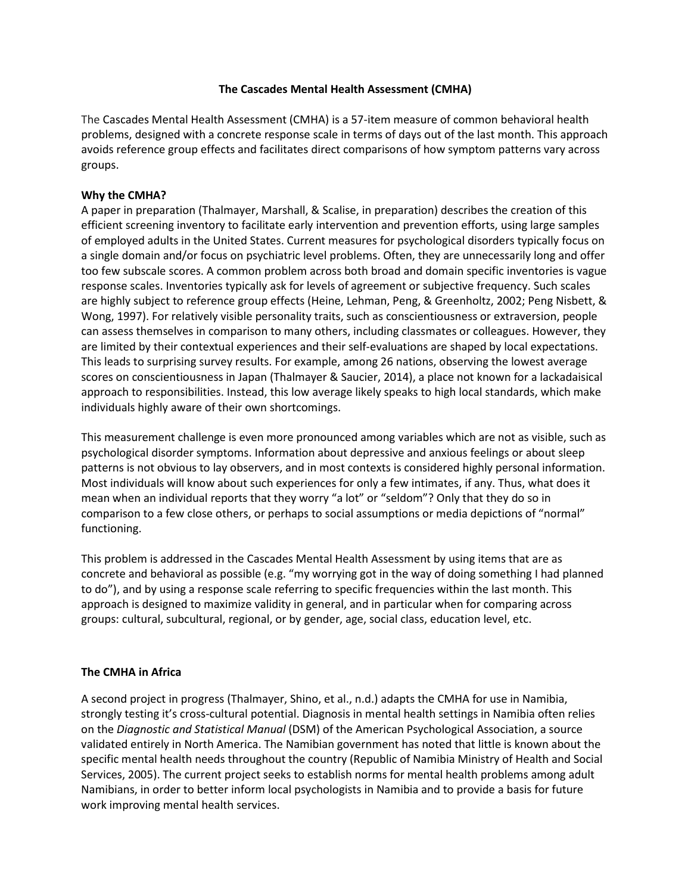# The Cascades Mental Health Assessment (CMHA)

The Cascades Mental Health Assessment (CMHA) is a 57-item measure of common behavioral health problems, designed with a concrete response scale in terms of days out of the last month. This approach avoids reference group effects and facilitates direct comparisons of how symptom patterns vary across groups.

## Why the CMHA?

A paper in preparation (Thalmayer, Marshall, & Scalise, in preparation) describes the creation of this efficient screening inventory to facilitate early intervention and prevention efforts, using large samples of employed adults in the United States. Current measures for psychological disorders typically focus on a single domain and/or focus on psychiatric level problems. Often, they are unnecessarily long and offer too few subscale scores. A common problem across both broad and domain specific inventories is vague response scales. Inventories typically ask for levels of agreement or subjective frequency. Such scales are highly subject to reference group effects (Heine, Lehman, Peng, & Greenholtz, 2002; Peng Nisbett, & Wong, 1997). For relatively visible personality traits, such as conscientiousness or extraversion, people can assess themselves in comparison to many others, including classmates or colleagues. However, they are limited by their contextual experiences and their self-evaluations are shaped by local expectations. This leads to surprising survey results. For example, among 26 nations, observing the lowest average scores on conscientiousness in Japan (Thalmayer & Saucier, 2014), a place not known for a lackadaisical approach to responsibilities. Instead, this low average likely speaks to high local standards, which make individuals highly aware of their own shortcomings.

This measurement challenge is even more pronounced among variables which are not as visible, such as psychological disorder symptoms. Information about depressive and anxious feelings or about sleep patterns is not obvious to lay observers, and in most contexts is considered highly personal information. Most individuals will know about such experiences for only a few intimates, if any. Thus, what does it mean when an individual reports that they worry "a lot" or "seldom"? Only that they do so in comparison to a few close others, or perhaps to social assumptions or media depictions of "normal" functioning.

This problem is addressed in the Cascades Mental Health Assessment by using items that are as concrete and behavioral as possible (e.g. "my worrying got in the way of doing something I had planned to do"), and by using a response scale referring to specific frequencies within the last month. This approach is designed to maximize validity in general, and in particular when for comparing across groups: cultural, subcultural, regional, or by gender, age, social class, education level, etc.

## The CMHA in Africa

A second project in progress (Thalmayer, Shino, et al., n.d.) adapts the CMHA for use in Namibia, strongly testing it's cross-cultural potential. Diagnosis in mental health settings in Namibia often relies on the *Diagnostic and Statistical Manual* (DSM) of the American Psychological Association, a source validated entirely in North America. The Namibian government has noted that little is known about the specific mental health needs throughout the country (Republic of Namibia Ministry of Health and Social Services, 2005). The current project seeks to establish norms for mental health problems among adult Namibians, in order to better inform local psychologists in Namibia and to provide a basis for future work improving mental health services.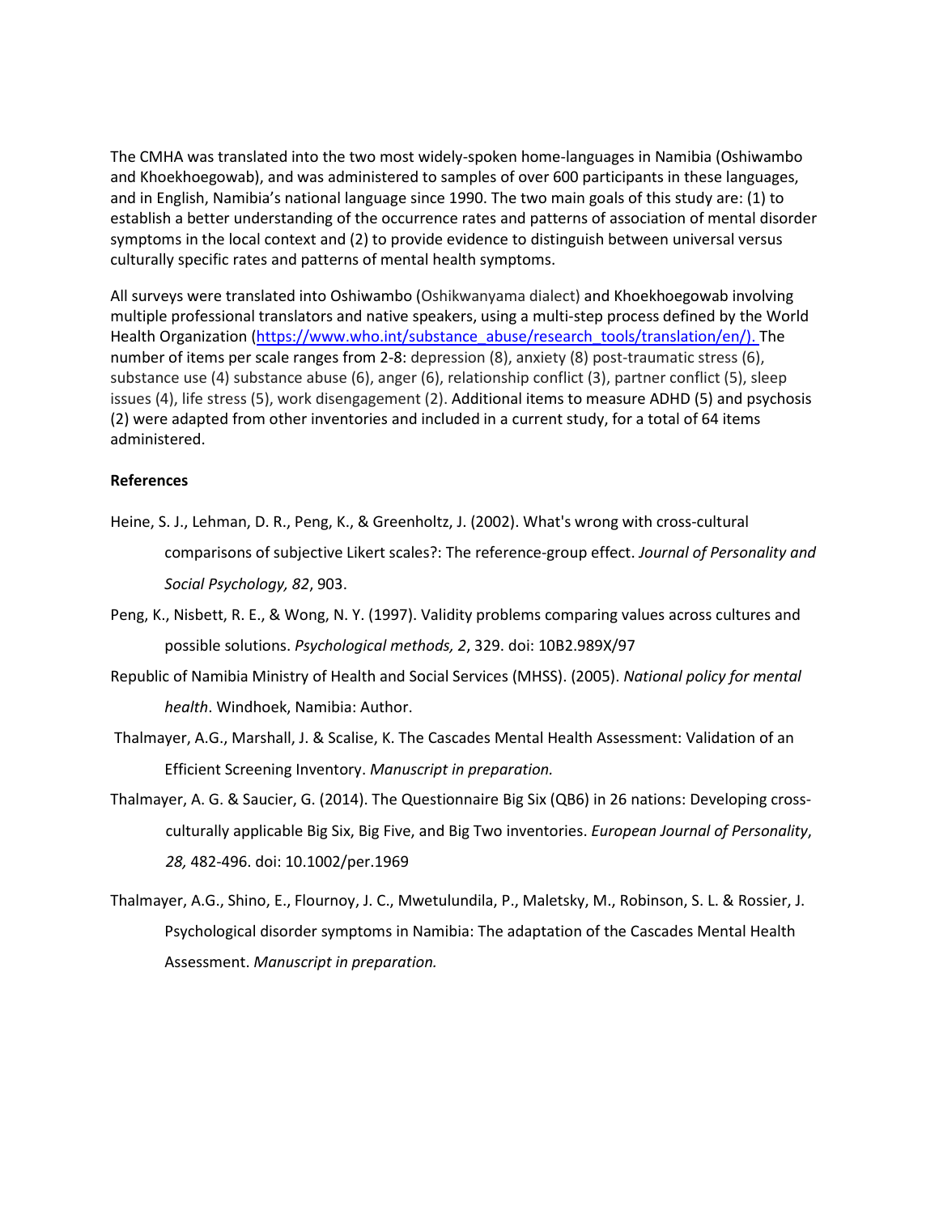The CMHA was translated into the two most widely-spoken home-languages in Namibia (Oshiwambo and Khoekhoegowab), and was administered to samples of over 600 participants in these languages, and in English, Namibia's national language since 1990. The two main goals of this study are: (1) to establish a better understanding of the occurrence rates and patterns of association of mental disorder symptoms in the local context and (2) to provide evidence to distinguish between universal versus culturally specific rates and patterns of mental health symptoms.

All surveys were translated into Oshiwambo (Oshikwanyama dialect) and Khoekhoegowab involving multiple professional translators and native speakers, using a multi-step process defined by the World Health Organization (https://www.who.int/substance_abuse/research_tools/translation/en/). The number of items per scale ranges from 2-8: depression (8), anxiety (8) post-traumatic stress (6), substance use (4) substance abuse (6), anger (6), relationship conflict (3), partner conflict (5), sleep issues (4), life stress (5), work disengagement (2). Additional items to measure ADHD (5) and psychosis (2) were adapted from other inventories and included in a current study, for a total of 64 items administered.

**References**

Heine, S. J., Lehman, D. R., Peng, K., & Greenholtz, J. (2002). What's wrong with cross-cultural comparisons of subjective Likert scales?: The reference-group effect. *Journal of Personality and Social Psychology, 82*, 903.

Peng, K., Nisbett, R. E., & Wong, N. Y. (1997). Validity problems comparing values across cultures and possible solutions. *Psychological methods, 2*, 329. doi: 10B2.989X/97

Republic of Namibia Ministry of Health and Social Services (MHSS). (2005). *National policy for mental health*. Windhoek, Namibia: Author.

Thalmayer, A.G., Marshall, J. & Scalise, K. The Cascades Mental Health Assessment: Validation of an Efficient Screening Inventory. *Manuscript in preparation.*

Thalmayer, A. G. & Saucier, G. (2014). The Questionnaire Big Six (QB6) in 26 nations: Developing cross-culturally applicable Big Six, Big Five, and Big Two inventories. *European Journal of Personality*, *28,* 482-496. doi: 10.1002/per.1969

Thalmayer, A.G., Shino, E., Flournoy, J. C., Mwetulundila, P., Maletsky, M., Robinson, S. L. & Rossier, J. Psychological disorder symptoms in Namibia: The adaptation of the Cascades Mental Health Assessment. *Manuscript in preparation.*